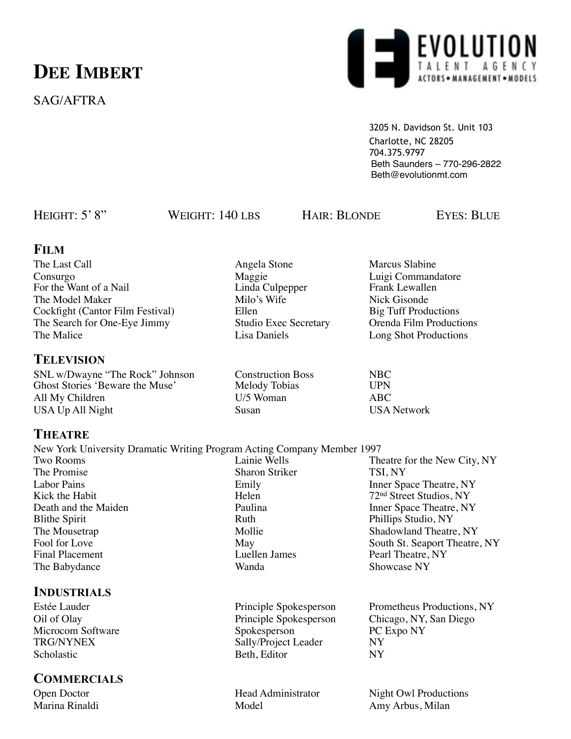# DEE IMBERT

SAG/AFTRA

EVOLUTION TALENT AGENCY
ACTORS • MANAGEMENT • MODELS

3205 N. Davidson St. Unit 103
Charlotte, NC 28205
704.375.9797
Beth Saunders – 770-296-2822
Beth@evolutionmt.com

HEIGHT: 5' 8" | WEIGHT: 140 LBS | HAIR: BLONDE | EYES: BLUE

## FILM

| | | |
|---|---|---|
| The Last Call | Angela Stone | Marcus Slabine |
| Consurgo | Maggie | Luigi Commandatore |
| For the Want of a Nail | Linda Culpepper | Frank Lewallen |
| The Model Maker | Milo's Wife | Nick Gisonde |
| Cockfight (Cantor Film Festival) | Ellen | Big Tuff Productions |
| The Search for One-Eye Jimmy | Studio Exec Secretary | Orenda Film Productions |
| The Malice | Lisa Daniels | Long Shot Productions |

## TELEVISION

| | | |
|---|---|---|
| SNL w/Dwayne "The Rock" Johnson | Construction Boss | NBC |
| Ghost Stories 'Beware the Muse' | Melody Tobias | UPN |
| All My Children | U/5 Woman | ABC |
| USA Up All Night | Susan | USA Network |

## THEATRE

New York University Dramatic Writing Program Acting Company Member 1997

| | | |
|---|---|---|
| Two Rooms | Lainie Wells | Theatre for the New City, NY |
| The Promise | Sharon Striker | TSI, NY |
| Labor Pains | Emily | Inner Space Theatre, NY |
| Kick the Habit | Helen | 72nd Street Studios, NY |
| Death and the Maiden | Paulina | Inner Space Theatre, NY |
| Blithe Spirit | Ruth | Phillips Studio, NY |
| The Mousetrap | Mollie | Shadowland Theatre, NY |
| Fool for Love | May | South St. Seaport Theatre, NY |
| Final Placement | Luellen James | Pearl Theatre, NY |
| The Babydance | Wanda | Showcase NY |

## INDUSTRIALS

| | | |
|---|---|---|
| Estée Lauder | Principle Spokesperson | Prometheus Productions, NY |
| Oil of Olay | Principle Spokesperson | Chicago, NY, San Diego |
| Microcom Software | Spokesperson | PC Expo NY |
| TRG/NYNEX | Sally/Project Leader | NY |
| Scholastic | Beth, Editor | NY |

## COMMERCIALS

| | | |
|---|---|---|
| Open Doctor | Head Administrator | Night Owl Productions |
| Marina Rinaldi | Model | Amy Arbus, Milan |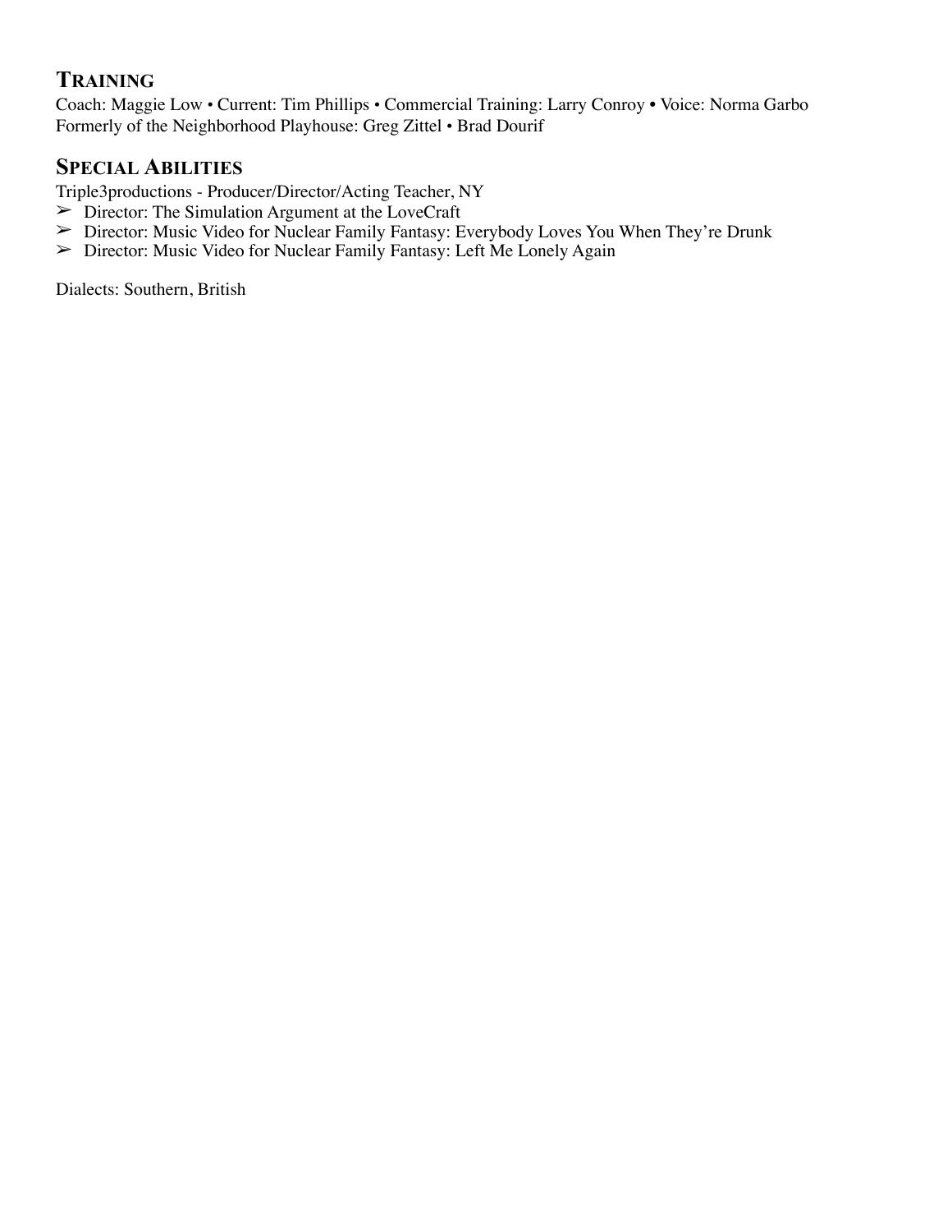## Training

Coach: Maggie Low • Current: Tim Phillips • Commercial Training: Larry Conroy • Voice: Norma Garbo
Formerly of the Neighborhood Playhouse: Greg Zittel • Brad Dourif

## Special Abilities

Triple3productions - Producer/Director/Acting Teacher, NY

- Director: The Simulation Argument at the LoveCraft
- Director: Music Video for Nuclear Family Fantasy: Everybody Loves You When They're Drunk
- Director: Music Video for Nuclear Family Fantasy: Left Me Lonely Again

Dialects: Southern, British